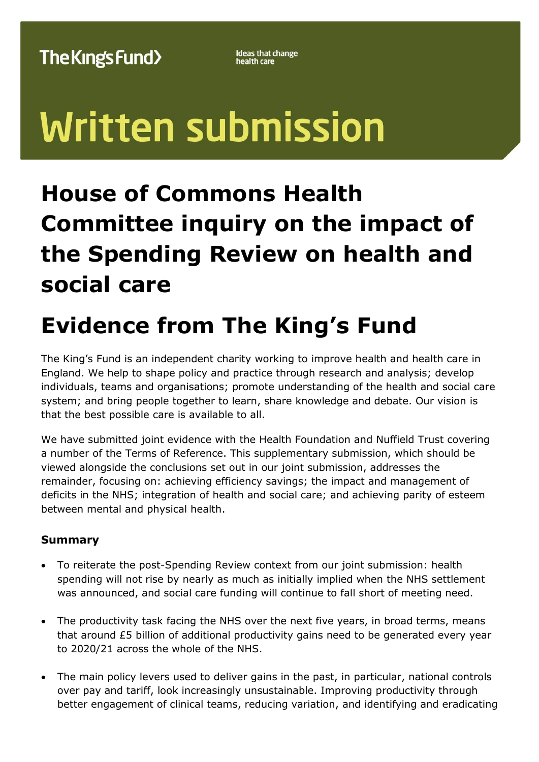The King's Fund> Ideas that change health care

# Written submission

# House of Commons Health Committee inquiry on the impact of the Spending Review on health and social care

# Evidence from The King's Fund

The King's Fund is an independent charity working to improve health and health care in England. We help to shape policy and practice through research and analysis; develop individuals, teams and organisations; promote understanding of the health and social care system; and bring people together to learn, share knowledge and debate. Our vision is that the best possible care is available to all.

We have submitted joint evidence with the Health Foundation and Nuffield Trust covering a number of the Terms of Reference. This supplementary submission, which should be viewed alongside the conclusions set out in our joint submission, addresses the remainder, focusing on: achieving efficiency savings; the impact and management of deficits in the NHS; integration of health and social care; and achieving parity of esteem between mental and physical health.

### Summary

- To reiterate the post-Spending Review context from our joint submission: health spending will not rise by nearly as much as initially implied when the NHS settlement was announced, and social care funding will continue to fall short of meeting need.
- The productivity task facing the NHS over the next five years, in broad terms, means that around £5 billion of additional productivity gains need to be generated every year to 2020/21 across the whole of the NHS.
- The main policy levers used to deliver gains in the past, in particular, national controls over pay and tariff, look increasingly unsustainable. Improving productivity through better engagement of clinical teams, reducing variation, and identifying and eradicating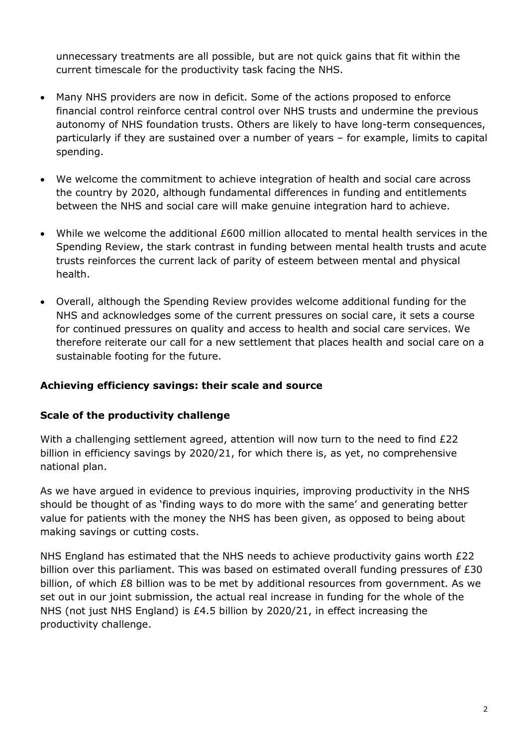unnecessary treatments are all possible, but are not quick gains that fit within the current timescale for the productivity task facing the NHS.

- Many NHS providers are now in deficit. Some of the actions proposed to enforce financial control reinforce central control over NHS trusts and undermine the previous autonomy of NHS foundation trusts. Others are likely to have long-term consequences, particularly if they are sustained over a number of years – for example, limits to capital spending.

- We welcome the commitment to achieve integration of health and social care across the country by 2020, although fundamental differences in funding and entitlements between the NHS and social care will make genuine integration hard to achieve.

- While we welcome the additional £600 million allocated to mental health services in the Spending Review, the stark contrast in funding between mental health trusts and acute trusts reinforces the current lack of parity of esteem between mental and physical health.

- Overall, although the Spending Review provides welcome additional funding for the NHS and acknowledges some of the current pressures on social care, it sets a course for continued pressures on quality and access to health and social care services. We therefore reiterate our call for a new settlement that places health and social care on a sustainable footing for the future.

## Achieving efficiency savings: their scale and source

### Scale of the productivity challenge

With a challenging settlement agreed, attention will now turn to the need to find £22 billion in efficiency savings by 2020/21, for which there is, as yet, no comprehensive national plan.

As we have argued in evidence to previous inquiries, improving productivity in the NHS should be thought of as 'finding ways to do more with the same' and generating better value for patients with the money the NHS has been given, as opposed to being about making savings or cutting costs.

NHS England has estimated that the NHS needs to achieve productivity gains worth £22 billion over this parliament. This was based on estimated overall funding pressures of £30 billion, of which £8 billion was to be met by additional resources from government. As we set out in our joint submission, the actual real increase in funding for the whole of the NHS (not just NHS England) is £4.5 billion by 2020/21, in effect increasing the productivity challenge.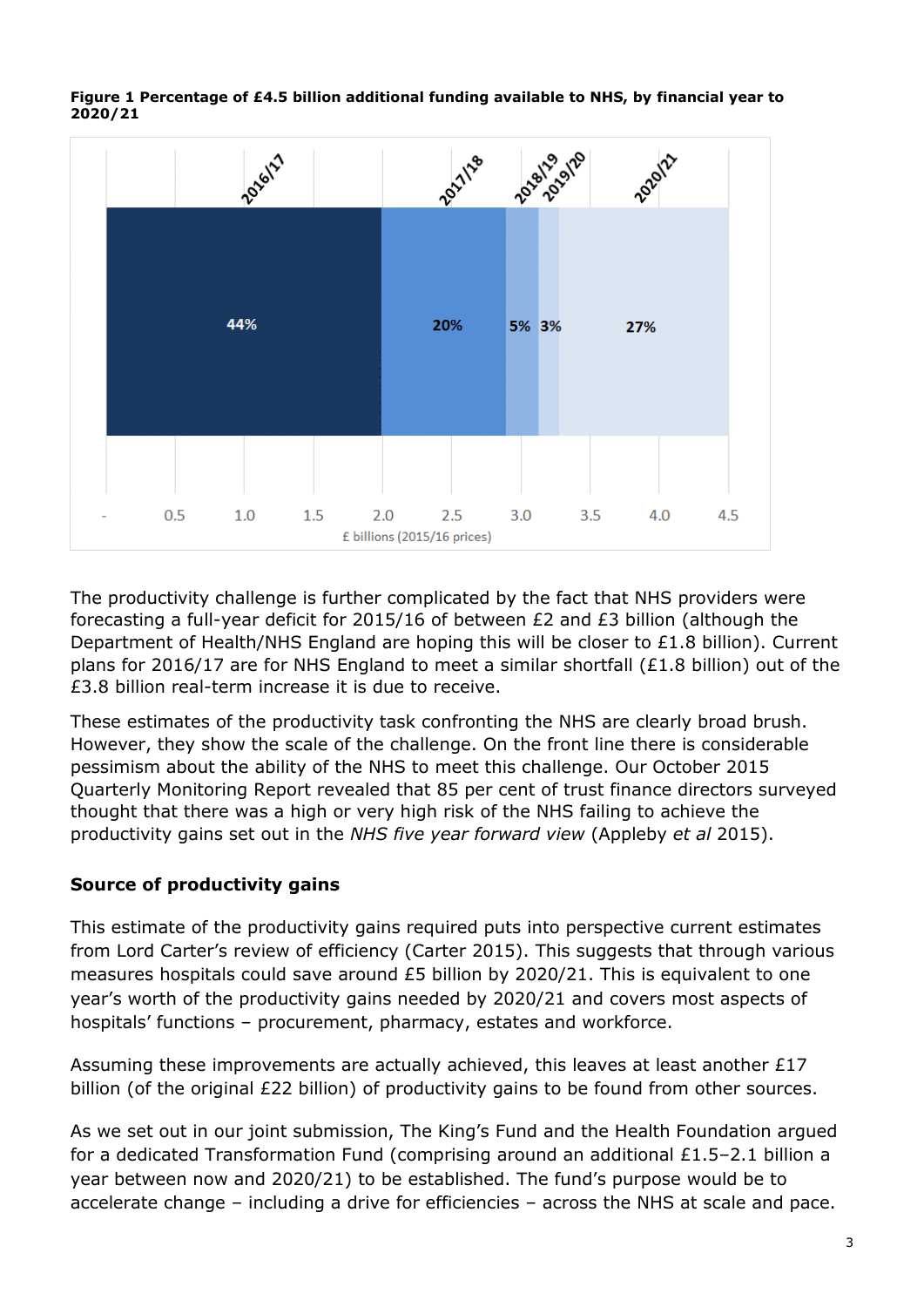**Figure 1 Percentage of £4.5 billion additional funding available to NHS, by financial year to 2020/21**

| Financial year | Percentage |
|---|---|
| 2016/17 | 44% |
| 2017/18 | 20% |
| 2018/19 | 5% |
| 2019/20 | 3% |
| 2020/21 | 27% |

£ billions (2015/16 prices)

The productivity challenge is further complicated by the fact that NHS providers were forecasting a full-year deficit for 2015/16 of between £2 and £3 billion (although the Department of Health/NHS England are hoping this will be closer to £1.8 billion). Current plans for 2016/17 are for NHS England to meet a similar shortfall (£1.8 billion) out of the £3.8 billion real-term increase it is due to receive.

These estimates of the productivity task confronting the NHS are clearly broad brush. However, they show the scale of the challenge. On the front line there is considerable pessimism about the ability of the NHS to meet this challenge. Our October 2015 Quarterly Monitoring Report revealed that 85 per cent of trust finance directors surveyed thought that there was a high or very high risk of the NHS failing to achieve the productivity gains set out in the *NHS five year forward view* (Appleby *et al* 2015).

## Source of productivity gains

This estimate of the productivity gains required puts into perspective current estimates from Lord Carter's review of efficiency (Carter 2015). This suggests that through various measures hospitals could save around £5 billion by 2020/21. This is equivalent to one year's worth of the productivity gains needed by 2020/21 and covers most aspects of hospitals' functions – procurement, pharmacy, estates and workforce.

Assuming these improvements are actually achieved, this leaves at least another £17 billion (of the original £22 billion) of productivity gains to be found from other sources.

As we set out in our joint submission, The King's Fund and the Health Foundation argued for a dedicated Transformation Fund (comprising around an additional £1.5–2.1 billion a year between now and 2020/21) to be established. The fund's purpose would be to accelerate change – including a drive for efficiencies – across the NHS at scale and pace.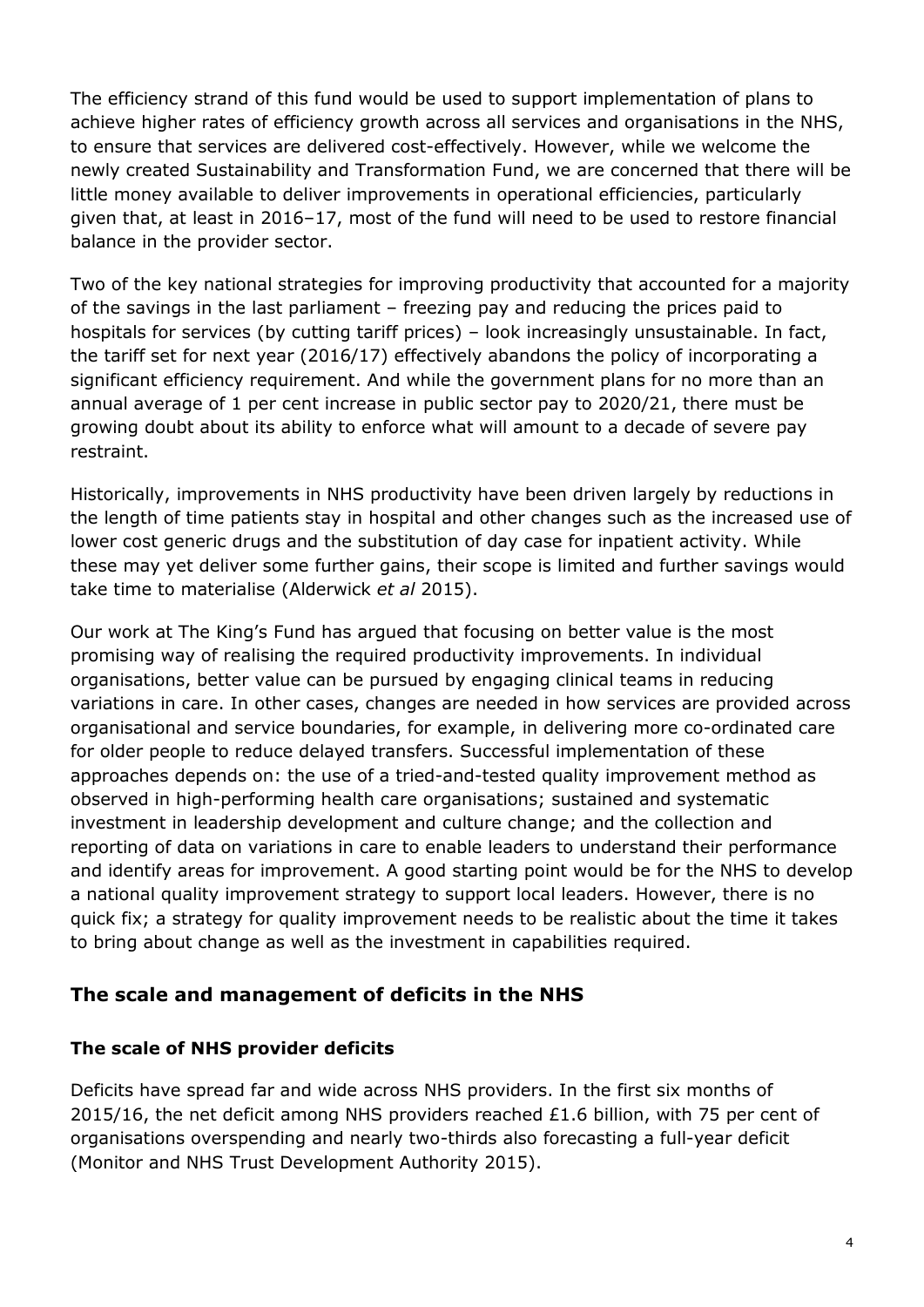The efficiency strand of this fund would be used to support implementation of plans to achieve higher rates of efficiency growth across all services and organisations in the NHS, to ensure that services are delivered cost-effectively. However, while we welcome the newly created Sustainability and Transformation Fund, we are concerned that there will be little money available to deliver improvements in operational efficiencies, particularly given that, at least in 2016–17, most of the fund will need to be used to restore financial balance in the provider sector.

Two of the key national strategies for improving productivity that accounted for a majority of the savings in the last parliament – freezing pay and reducing the prices paid to hospitals for services (by cutting tariff prices) – look increasingly unsustainable. In fact, the tariff set for next year (2016/17) effectively abandons the policy of incorporating a significant efficiency requirement. And while the government plans for no more than an annual average of 1 per cent increase in public sector pay to 2020/21, there must be growing doubt about its ability to enforce what will amount to a decade of severe pay restraint.

Historically, improvements in NHS productivity have been driven largely by reductions in the length of time patients stay in hospital and other changes such as the increased use of lower cost generic drugs and the substitution of day case for inpatient activity. While these may yet deliver some further gains, their scope is limited and further savings would take time to materialise (Alderwick *et al* 2015).

Our work at The King's Fund has argued that focusing on better value is the most promising way of realising the required productivity improvements. In individual organisations, better value can be pursued by engaging clinical teams in reducing variations in care. In other cases, changes are needed in how services are provided across organisational and service boundaries, for example, in delivering more co-ordinated care for older people to reduce delayed transfers. Successful implementation of these approaches depends on: the use of a tried-and-tested quality improvement method as observed in high-performing health care organisations; sustained and systematic investment in leadership development and culture change; and the collection and reporting of data on variations in care to enable leaders to understand their performance and identify areas for improvement. A good starting point would be for the NHS to develop a national quality improvement strategy to support local leaders. However, there is no quick fix; a strategy for quality improvement needs to be realistic about the time it takes to bring about change as well as the investment in capabilities required.

## The scale and management of deficits in the NHS

### The scale of NHS provider deficits

Deficits have spread far and wide across NHS providers. In the first six months of 2015/16, the net deficit among NHS providers reached £1.6 billion, with 75 per cent of organisations overspending and nearly two-thirds also forecasting a full-year deficit (Monitor and NHS Trust Development Authority 2015).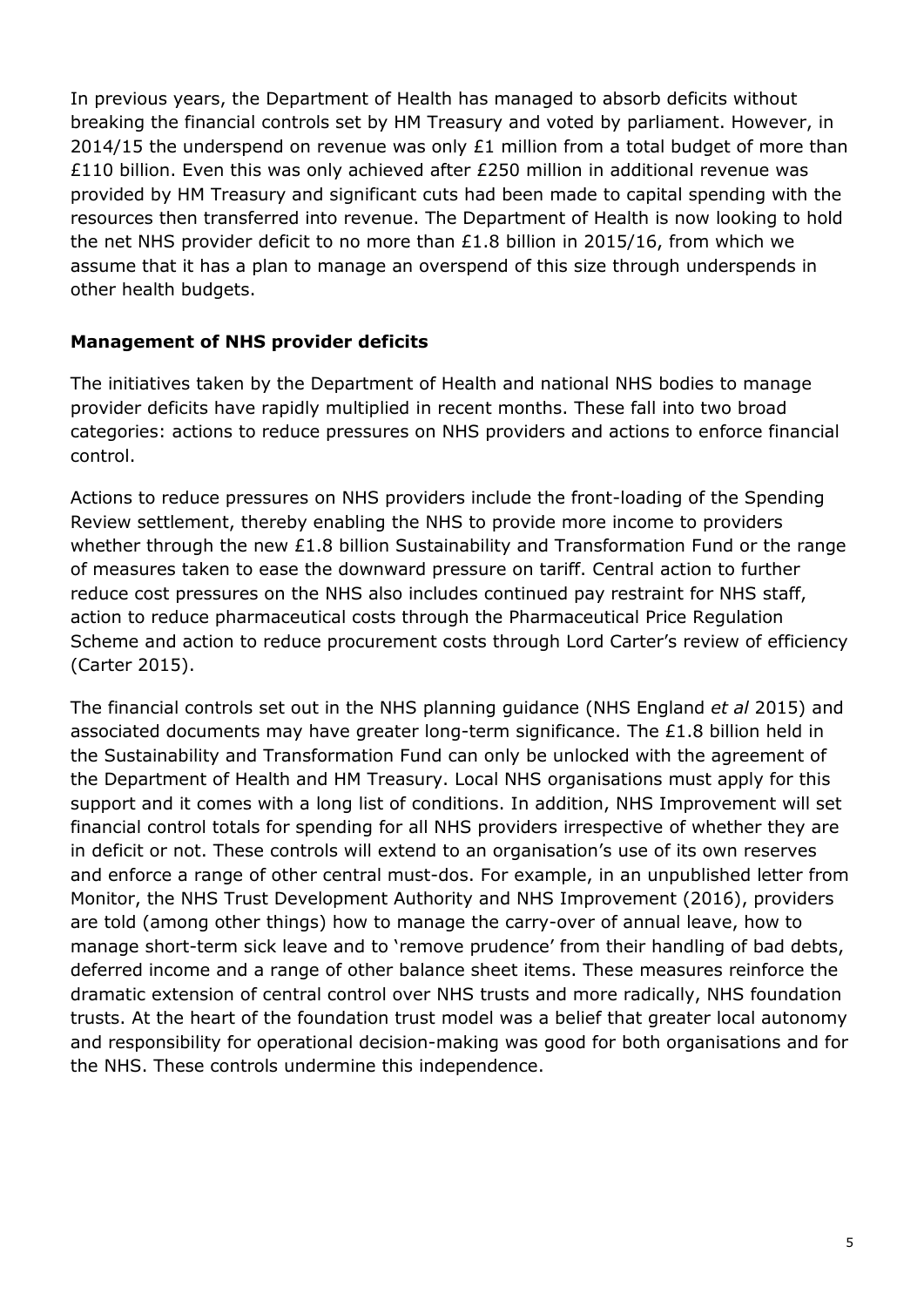In previous years, the Department of Health has managed to absorb deficits without breaking the financial controls set by HM Treasury and voted by parliament. However, in 2014/15 the underspend on revenue was only £1 million from a total budget of more than £110 billion. Even this was only achieved after £250 million in additional revenue was provided by HM Treasury and significant cuts had been made to capital spending with the resources then transferred into revenue. The Department of Health is now looking to hold the net NHS provider deficit to no more than £1.8 billion in 2015/16, from which we assume that it has a plan to manage an overspend of this size through underspends in other health budgets.

## Management of NHS provider deficits

The initiatives taken by the Department of Health and national NHS bodies to manage provider deficits have rapidly multiplied in recent months. These fall into two broad categories: actions to reduce pressures on NHS providers and actions to enforce financial control.

Actions to reduce pressures on NHS providers include the front-loading of the Spending Review settlement, thereby enabling the NHS to provide more income to providers whether through the new £1.8 billion Sustainability and Transformation Fund or the range of measures taken to ease the downward pressure on tariff. Central action to further reduce cost pressures on the NHS also includes continued pay restraint for NHS staff, action to reduce pharmaceutical costs through the Pharmaceutical Price Regulation Scheme and action to reduce procurement costs through Lord Carter's review of efficiency (Carter 2015).

The financial controls set out in the NHS planning guidance (NHS England *et al* 2015) and associated documents may have greater long-term significance. The £1.8 billion held in the Sustainability and Transformation Fund can only be unlocked with the agreement of the Department of Health and HM Treasury. Local NHS organisations must apply for this support and it comes with a long list of conditions. In addition, NHS Improvement will set financial control totals for spending for all NHS providers irrespective of whether they are in deficit or not. These controls will extend to an organisation's use of its own reserves and enforce a range of other central must-dos. For example, in an unpublished letter from Monitor, the NHS Trust Development Authority and NHS Improvement (2016), providers are told (among other things) how to manage the carry-over of annual leave, how to manage short-term sick leave and to 'remove prudence' from their handling of bad debts, deferred income and a range of other balance sheet items. These measures reinforce the dramatic extension of central control over NHS trusts and more radically, NHS foundation trusts. At the heart of the foundation trust model was a belief that greater local autonomy and responsibility for operational decision-making was good for both organisations and for the NHS. These controls undermine this independence.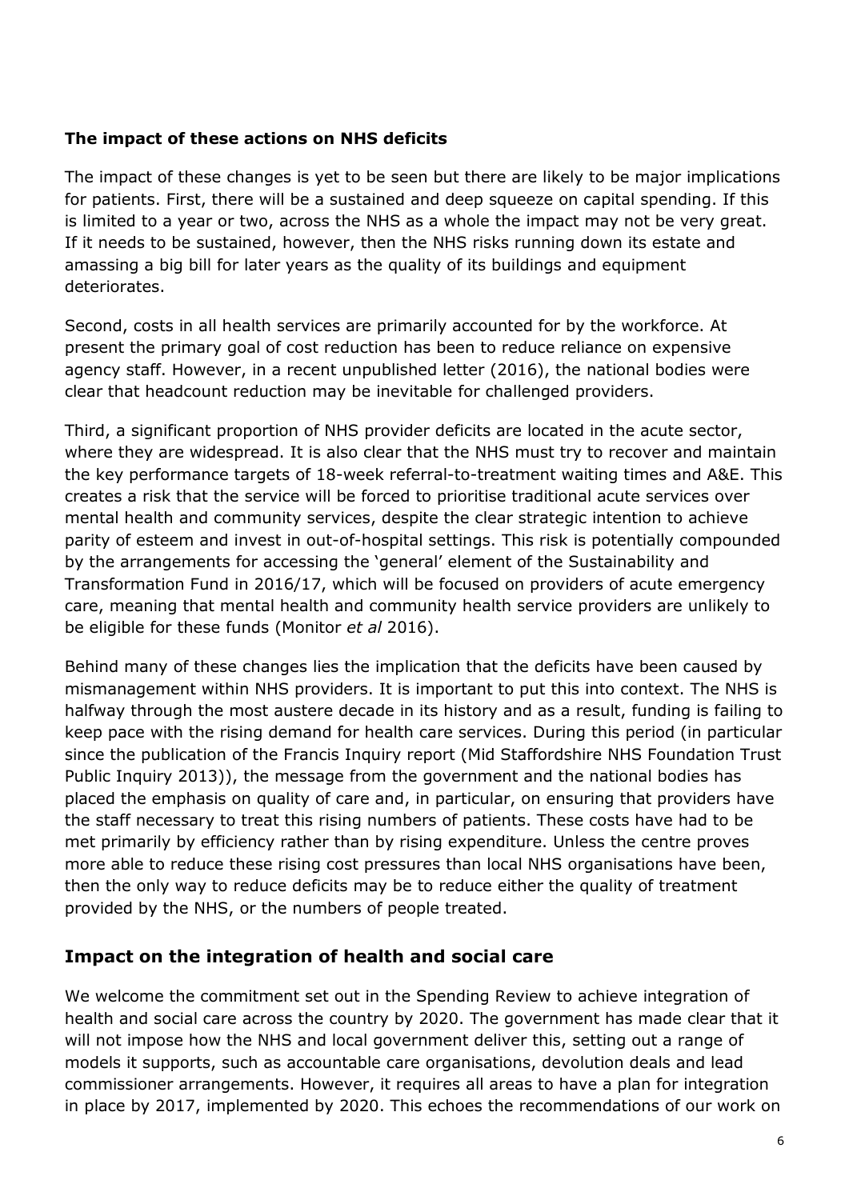### The impact of these actions on NHS deficits

The impact of these changes is yet to be seen but there are likely to be major implications for patients. First, there will be a sustained and deep squeeze on capital spending. If this is limited to a year or two, across the NHS as a whole the impact may not be very great. If it needs to be sustained, however, then the NHS risks running down its estate and amassing a big bill for later years as the quality of its buildings and equipment deteriorates.

Second, costs in all health services are primarily accounted for by the workforce. At present the primary goal of cost reduction has been to reduce reliance on expensive agency staff. However, in a recent unpublished letter (2016), the national bodies were clear that headcount reduction may be inevitable for challenged providers.

Third, a significant proportion of NHS provider deficits are located in the acute sector, where they are widespread. It is also clear that the NHS must try to recover and maintain the key performance targets of 18-week referral-to-treatment waiting times and A&E. This creates a risk that the service will be forced to prioritise traditional acute services over mental health and community services, despite the clear strategic intention to achieve parity of esteem and invest in out-of-hospital settings. This risk is potentially compounded by the arrangements for accessing the 'general' element of the Sustainability and Transformation Fund in 2016/17, which will be focused on providers of acute emergency care, meaning that mental health and community health service providers are unlikely to be eligible for these funds (Monitor *et al* 2016).

Behind many of these changes lies the implication that the deficits have been caused by mismanagement within NHS providers. It is important to put this into context. The NHS is halfway through the most austere decade in its history and as a result, funding is failing to keep pace with the rising demand for health care services. During this period (in particular since the publication of the Francis Inquiry report (Mid Staffordshire NHS Foundation Trust Public Inquiry 2013)), the message from the government and the national bodies has placed the emphasis on quality of care and, in particular, on ensuring that providers have the staff necessary to treat this rising numbers of patients. These costs have had to be met primarily by efficiency rather than by rising expenditure. Unless the centre proves more able to reduce these rising cost pressures than local NHS organisations have been, then the only way to reduce deficits may be to reduce either the quality of treatment provided by the NHS, or the numbers of people treated.

## Impact on the integration of health and social care

We welcome the commitment set out in the Spending Review to achieve integration of health and social care across the country by 2020. The government has made clear that it will not impose how the NHS and local government deliver this, setting out a range of models it supports, such as accountable care organisations, devolution deals and lead commissioner arrangements. However, it requires all areas to have a plan for integration in place by 2017, implemented by 2020. This echoes the recommendations of our work on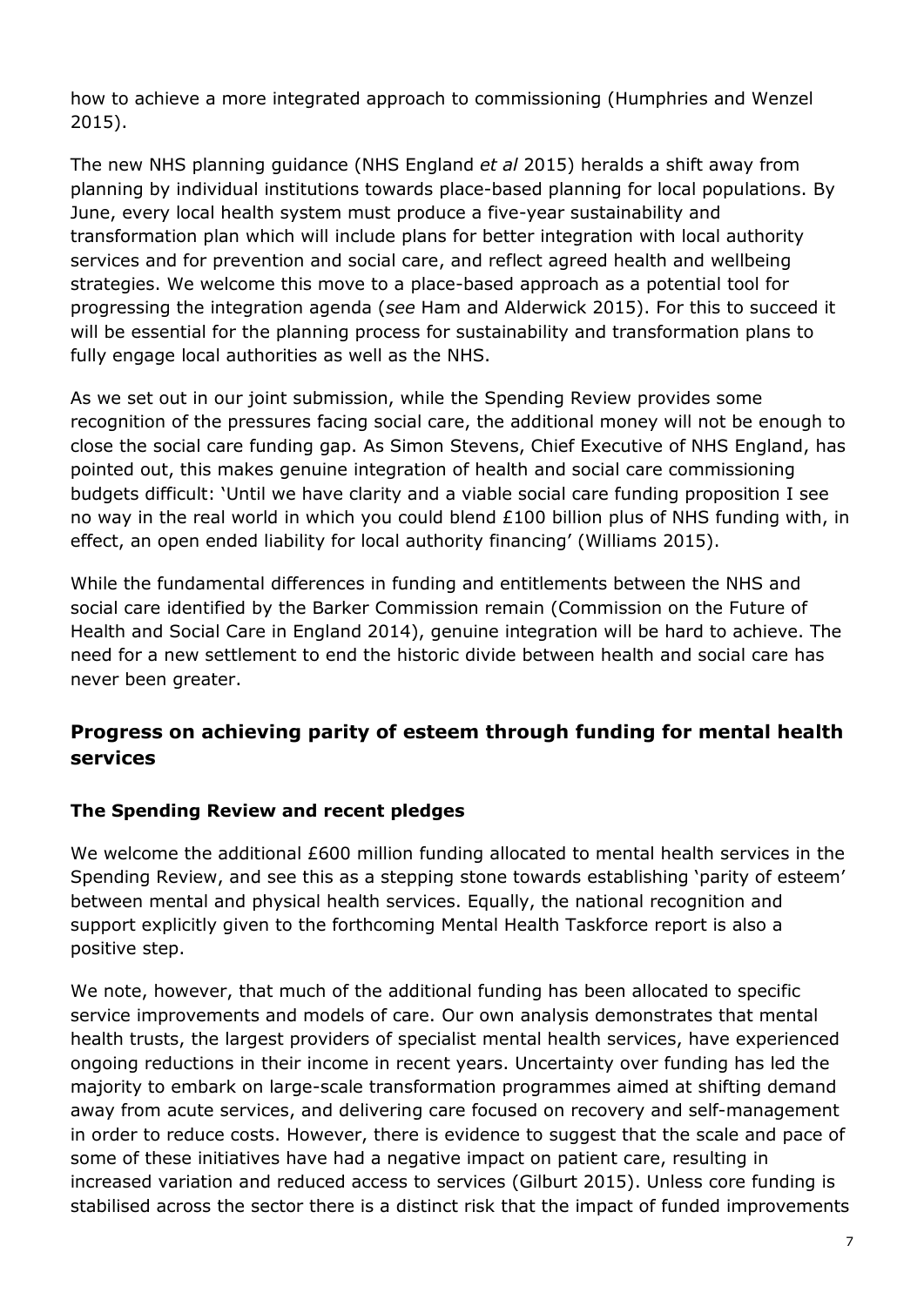how to achieve a more integrated approach to commissioning (Humphries and Wenzel 2015).

The new NHS planning guidance (NHS England *et al* 2015) heralds a shift away from planning by individual institutions towards place-based planning for local populations. By June, every local health system must produce a five-year sustainability and transformation plan which will include plans for better integration with local authority services and for prevention and social care, and reflect agreed health and wellbeing strategies. We welcome this move to a place-based approach as a potential tool for progressing the integration agenda (*see* Ham and Alderwick 2015). For this to succeed it will be essential for the planning process for sustainability and transformation plans to fully engage local authorities as well as the NHS.

As we set out in our joint submission, while the Spending Review provides some recognition of the pressures facing social care, the additional money will not be enough to close the social care funding gap. As Simon Stevens, Chief Executive of NHS England, has pointed out, this makes genuine integration of health and social care commissioning budgets difficult: 'Until we have clarity and a viable social care funding proposition I see no way in the real world in which you could blend £100 billion plus of NHS funding with, in effect, an open ended liability for local authority financing' (Williams 2015).

While the fundamental differences in funding and entitlements between the NHS and social care identified by the Barker Commission remain (Commission on the Future of Health and Social Care in England 2014), genuine integration will be hard to achieve. The need for a new settlement to end the historic divide between health and social care has never been greater.

## Progress on achieving parity of esteem through funding for mental health services

### The Spending Review and recent pledges

We welcome the additional £600 million funding allocated to mental health services in the Spending Review, and see this as a stepping stone towards establishing 'parity of esteem' between mental and physical health services. Equally, the national recognition and support explicitly given to the forthcoming Mental Health Taskforce report is also a positive step.

We note, however, that much of the additional funding has been allocated to specific service improvements and models of care. Our own analysis demonstrates that mental health trusts, the largest providers of specialist mental health services, have experienced ongoing reductions in their income in recent years. Uncertainty over funding has led the majority to embark on large-scale transformation programmes aimed at shifting demand away from acute services, and delivering care focused on recovery and self-management in order to reduce costs. However, there is evidence to suggest that the scale and pace of some of these initiatives have had a negative impact on patient care, resulting in increased variation and reduced access to services (Gilburt 2015). Unless core funding is stabilised across the sector there is a distinct risk that the impact of funded improvements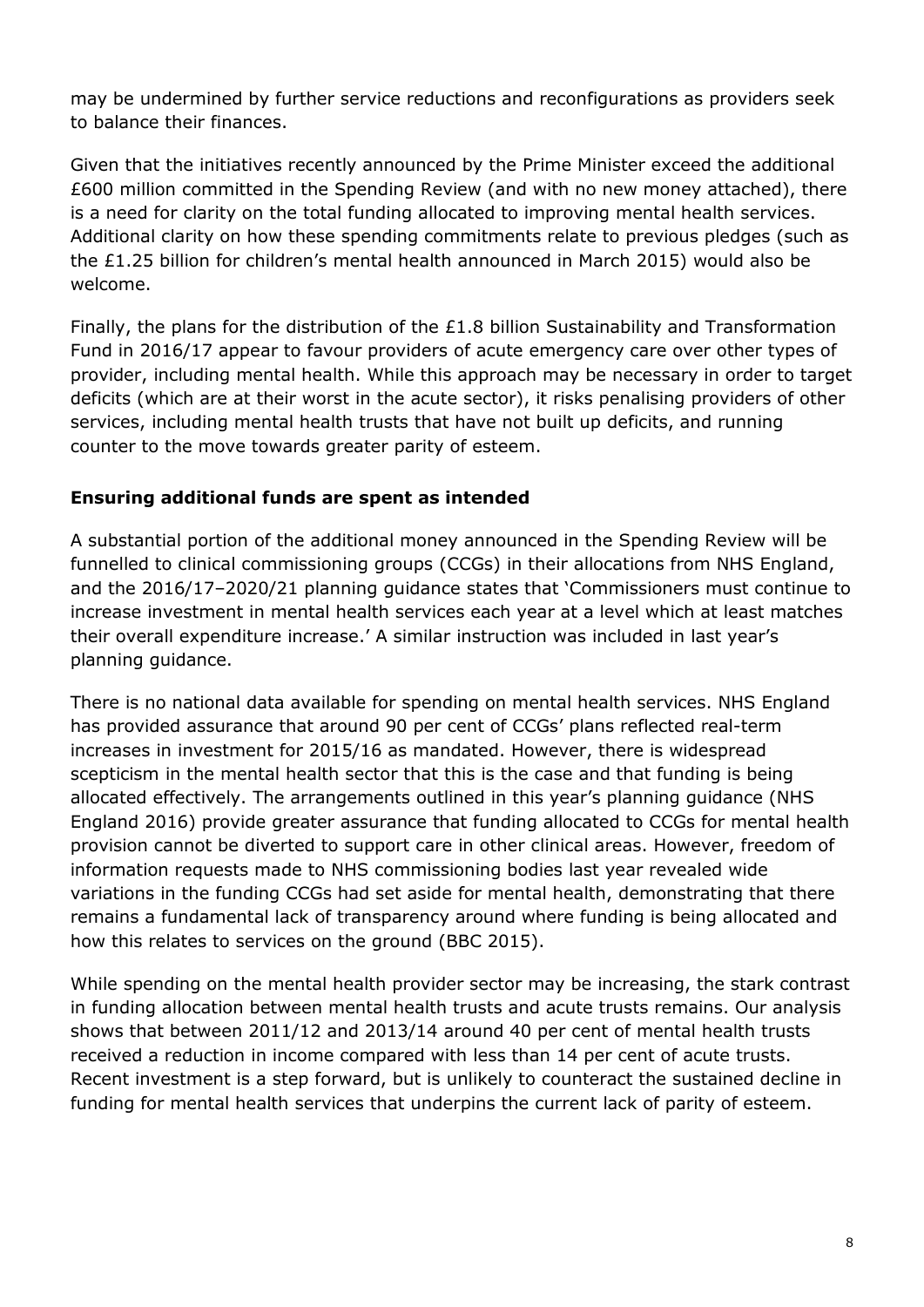may be undermined by further service reductions and reconfigurations as providers seek to balance their finances.

Given that the initiatives recently announced by the Prime Minister exceed the additional £600 million committed in the Spending Review (and with no new money attached), there is a need for clarity on the total funding allocated to improving mental health services. Additional clarity on how these spending commitments relate to previous pledges (such as the £1.25 billion for children's mental health announced in March 2015) would also be welcome.

Finally, the plans for the distribution of the £1.8 billion Sustainability and Transformation Fund in 2016/17 appear to favour providers of acute emergency care over other types of provider, including mental health. While this approach may be necessary in order to target deficits (which are at their worst in the acute sector), it risks penalising providers of other services, including mental health trusts that have not built up deficits, and running counter to the move towards greater parity of esteem.

**Ensuring additional funds are spent as intended**

A substantial portion of the additional money announced in the Spending Review will be funnelled to clinical commissioning groups (CCGs) in their allocations from NHS England, and the 2016/17–2020/21 planning guidance states that 'Commissioners must continue to increase investment in mental health services each year at a level which at least matches their overall expenditure increase.' A similar instruction was included in last year's planning guidance.

There is no national data available for spending on mental health services. NHS England has provided assurance that around 90 per cent of CCGs' plans reflected real-term increases in investment for 2015/16 as mandated. However, there is widespread scepticism in the mental health sector that this is the case and that funding is being allocated effectively. The arrangements outlined in this year's planning guidance (NHS England 2016) provide greater assurance that funding allocated to CCGs for mental health provision cannot be diverted to support care in other clinical areas. However, freedom of information requests made to NHS commissioning bodies last year revealed wide variations in the funding CCGs had set aside for mental health, demonstrating that there remains a fundamental lack of transparency around where funding is being allocated and how this relates to services on the ground (BBC 2015).

While spending on the mental health provider sector may be increasing, the stark contrast in funding allocation between mental health trusts and acute trusts remains. Our analysis shows that between 2011/12 and 2013/14 around 40 per cent of mental health trusts received a reduction in income compared with less than 14 per cent of acute trusts. Recent investment is a step forward, but is unlikely to counteract the sustained decline in funding for mental health services that underpins the current lack of parity of esteem.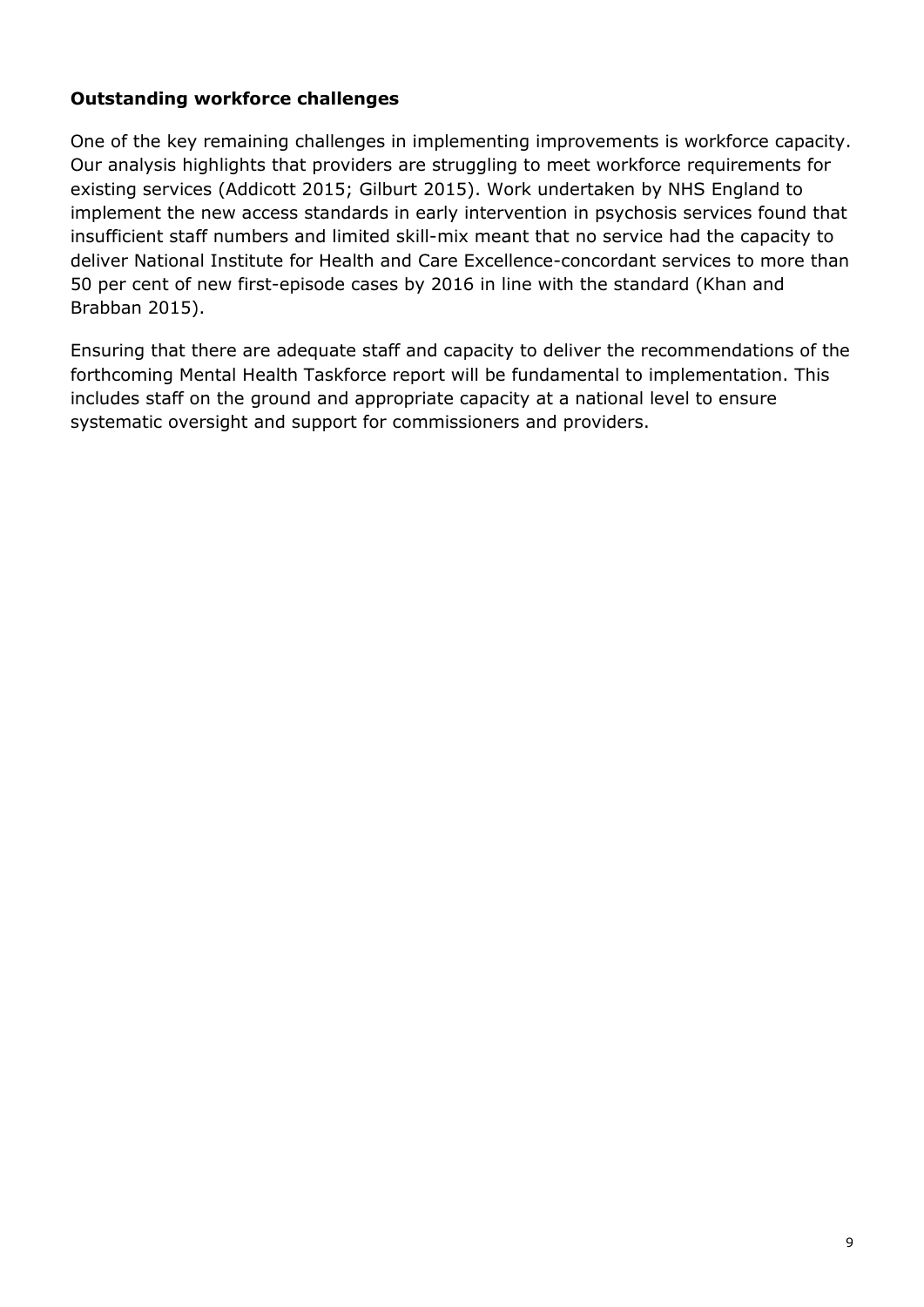**Outstanding workforce challenges**

One of the key remaining challenges in implementing improvements is workforce capacity. Our analysis highlights that providers are struggling to meet workforce requirements for existing services (Addicott 2015; Gilburt 2015). Work undertaken by NHS England to implement the new access standards in early intervention in psychosis services found that insufficient staff numbers and limited skill-mix meant that no service had the capacity to deliver National Institute for Health and Care Excellence-concordant services to more than 50 per cent of new first-episode cases by 2016 in line with the standard (Khan and Brabban 2015).

Ensuring that there are adequate staff and capacity to deliver the recommendations of the forthcoming Mental Health Taskforce report will be fundamental to implementation. This includes staff on the ground and appropriate capacity at a national level to ensure systematic oversight and support for commissioners and providers.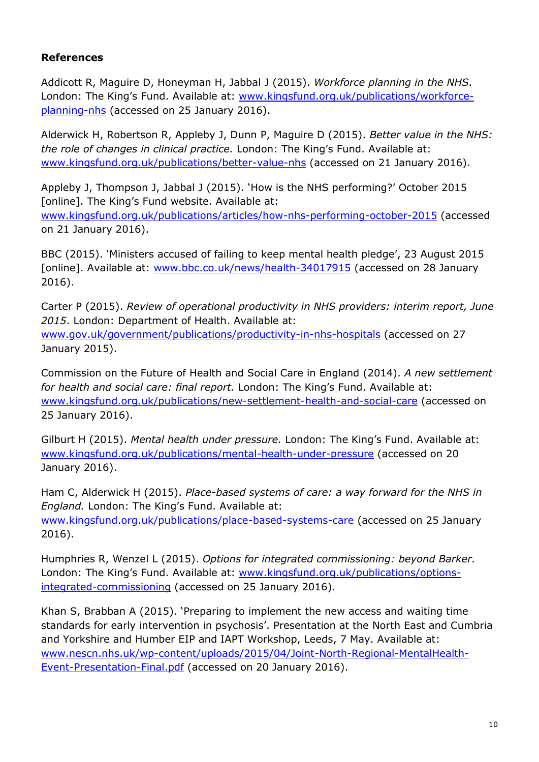**References**

Addicott R, Maguire D, Honeyman H, Jabbal J (2015). *Workforce planning in the NHS*. London: The King's Fund. Available at: www.kingsfund.org.uk/publications/workforce-planning-nhs (accessed on 25 January 2016).

Alderwick H, Robertson R, Appleby J, Dunn P, Maguire D (2015). *Better value in the NHS: the role of changes in clinical practice.* London: The King's Fund. Available at: www.kingsfund.org.uk/publications/better-value-nhs (accessed on 21 January 2016).

Appleby J, Thompson J, Jabbal J (2015). 'How is the NHS performing?' October 2015 [online]. The King's Fund website. Available at: www.kingsfund.org.uk/publications/articles/how-nhs-performing-october-2015 (accessed on 21 January 2016).

BBC (2015). 'Ministers accused of failing to keep mental health pledge', 23 August 2015 [online]. Available at: www.bbc.co.uk/news/health-34017915 (accessed on 28 January 2016).

Carter P (2015). *Review of operational productivity in NHS providers: interim report, June 2015*. London: Department of Health. Available at: www.gov.uk/government/publications/productivity-in-nhs-hospitals (accessed on 27 January 2015).

Commission on the Future of Health and Social Care in England (2014). *A new settlement for health and social care: final report.* London: The King's Fund. Available at: www.kingsfund.org.uk/publications/new-settlement-health-and-social-care (accessed on 25 January 2016).

Gilburt H (2015). *Mental health under pressure.* London: The King's Fund. Available at: www.kingsfund.org.uk/publications/mental-health-under-pressure (accessed on 20 January 2016).

Ham C, Alderwick H (2015). *Place-based systems of care: a way forward for the NHS in England.* London: The King's Fund. Available at: www.kingsfund.org.uk/publications/place-based-systems-care (accessed on 25 January 2016).

Humphries R, Wenzel L (2015). *Options for integrated commissioning: beyond Barker.* London: The King's Fund. Available at: www.kingsfund.org.uk/publications/options-integrated-commissioning (accessed on 25 January 2016).

Khan S, Brabban A (2015). 'Preparing to implement the new access and waiting time standards for early intervention in psychosis'. Presentation at the North East and Cumbria and Yorkshire and Humber EIP and IAPT Workshop, Leeds, 7 May. Available at: www.nescn.nhs.uk/wp-content/uploads/2015/04/Joint-North-Regional-MentalHealth-Event-Presentation-Final.pdf (accessed on 20 January 2016).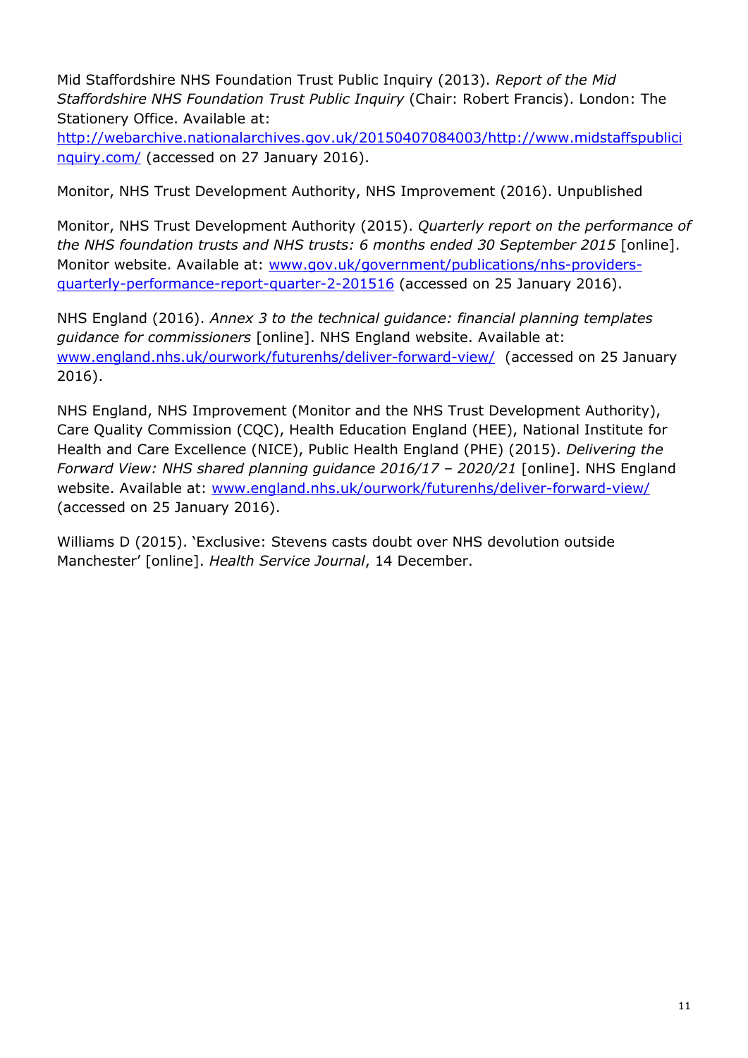Mid Staffordshire NHS Foundation Trust Public Inquiry (2013). *Report of the Mid Staffordshire NHS Foundation Trust Public Inquiry* (Chair: Robert Francis). London: The Stationery Office. Available at: [http://webarchive.nationalarchives.gov.uk/20150407084003/http://www.midstaffspublicinquiry.com/](http://webarchive.nationalarchives.gov.uk/20150407084003/http://www.midstaffspublicinquiry.com/) (accessed on 27 January 2016).

Monitor, NHS Trust Development Authority, NHS Improvement (2016). Unpublished

Monitor, NHS Trust Development Authority (2015). *Quarterly report on the performance of the NHS foundation trusts and NHS trusts: 6 months ended 30 September 2015* [online]. Monitor website. Available at: [www.gov.uk/government/publications/nhs-providers-quarterly-performance-report-quarter-2-201516](www.gov.uk/government/publications/nhs-providers-quarterly-performance-report-quarter-2-201516) (accessed on 25 January 2016).

NHS England (2016). *Annex 3 to the technical guidance: financial planning templates guidance for commissioners* [online]. NHS England website. Available at: [www.england.nhs.uk/ourwork/futurenhs/deliver-forward-view/](www.england.nhs.uk/ourwork/futurenhs/deliver-forward-view/) (accessed on 25 January 2016).

NHS England, NHS Improvement (Monitor and the NHS Trust Development Authority), Care Quality Commission (CQC), Health Education England (HEE), National Institute for Health and Care Excellence (NICE), Public Health England (PHE) (2015). *Delivering the Forward View: NHS shared planning guidance 2016/17 – 2020/21* [online]. NHS England website. Available at: [www.england.nhs.uk/ourwork/futurenhs/deliver-forward-view/](www.england.nhs.uk/ourwork/futurenhs/deliver-forward-view/) (accessed on 25 January 2016).

Williams D (2015). 'Exclusive: Stevens casts doubt over NHS devolution outside Manchester' [online]. *Health Service Journal*, 14 December.